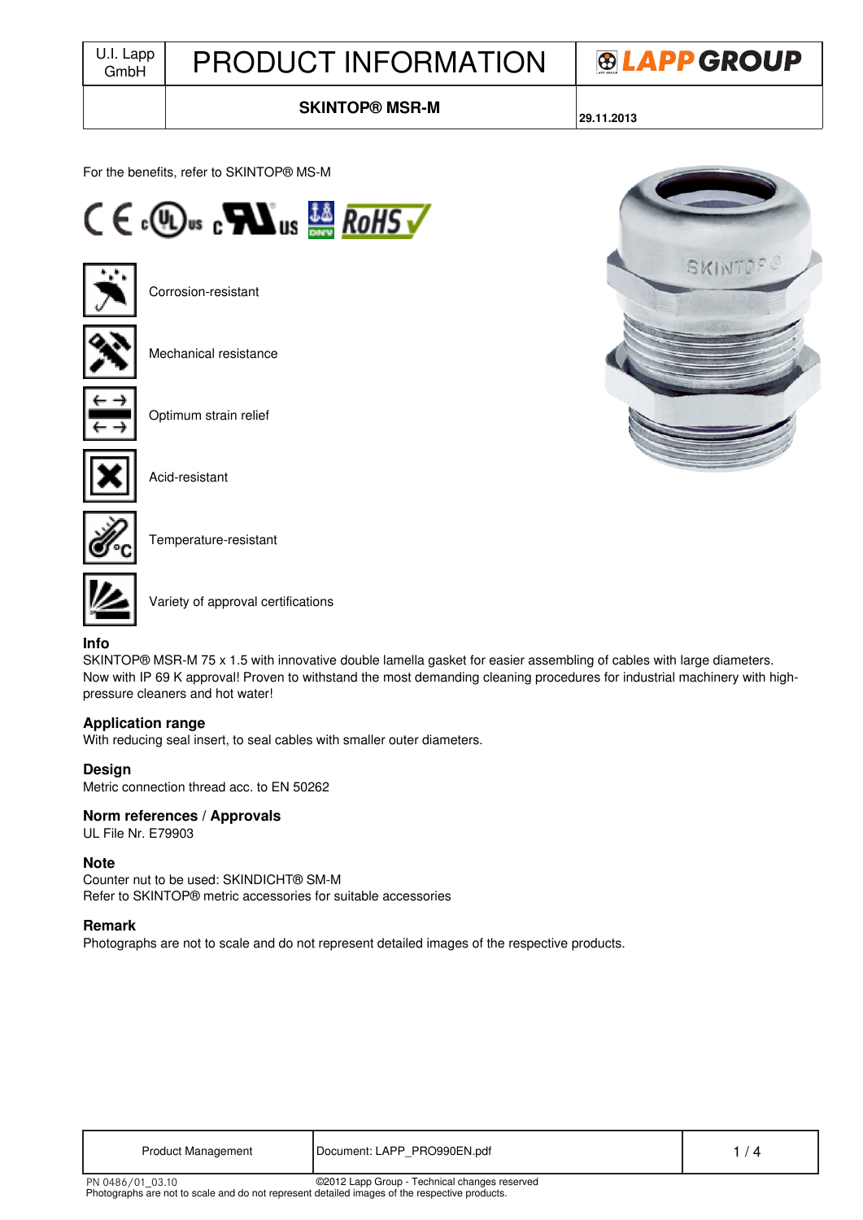# SKINTOP® MSR-M

29.11.2013

For the benefits, refer to SKINTOP® MS-M

Corrosion-resistant

Mechanical resistance

Optimum strain relief

Acid-resistant

Temperature-resistant

Variety of approval certifications

## Info

SKINTOP® MSR-M 75 x 1.5 with innovative double lamella gasket for easier assembling of cables with large diameters.
Now with IP 69 K approval! Proven to withstand the most demanding cleaning procedures for industrial machinery with high-pressure cleaners and hot water!

## Application range

With reducing seal insert, to seal cables with smaller outer diameters.

## Design

Metric connection thread acc. to EN 50262

## Norm references / Approvals

UL File Nr. E79903

## Note

Counter nut to be used: SKINDICHT® SM-M
Refer to SKINTOP® metric accessories for suitable accessories

## Remark

Photographs are not to scale and do not represent detailed images of the respective products.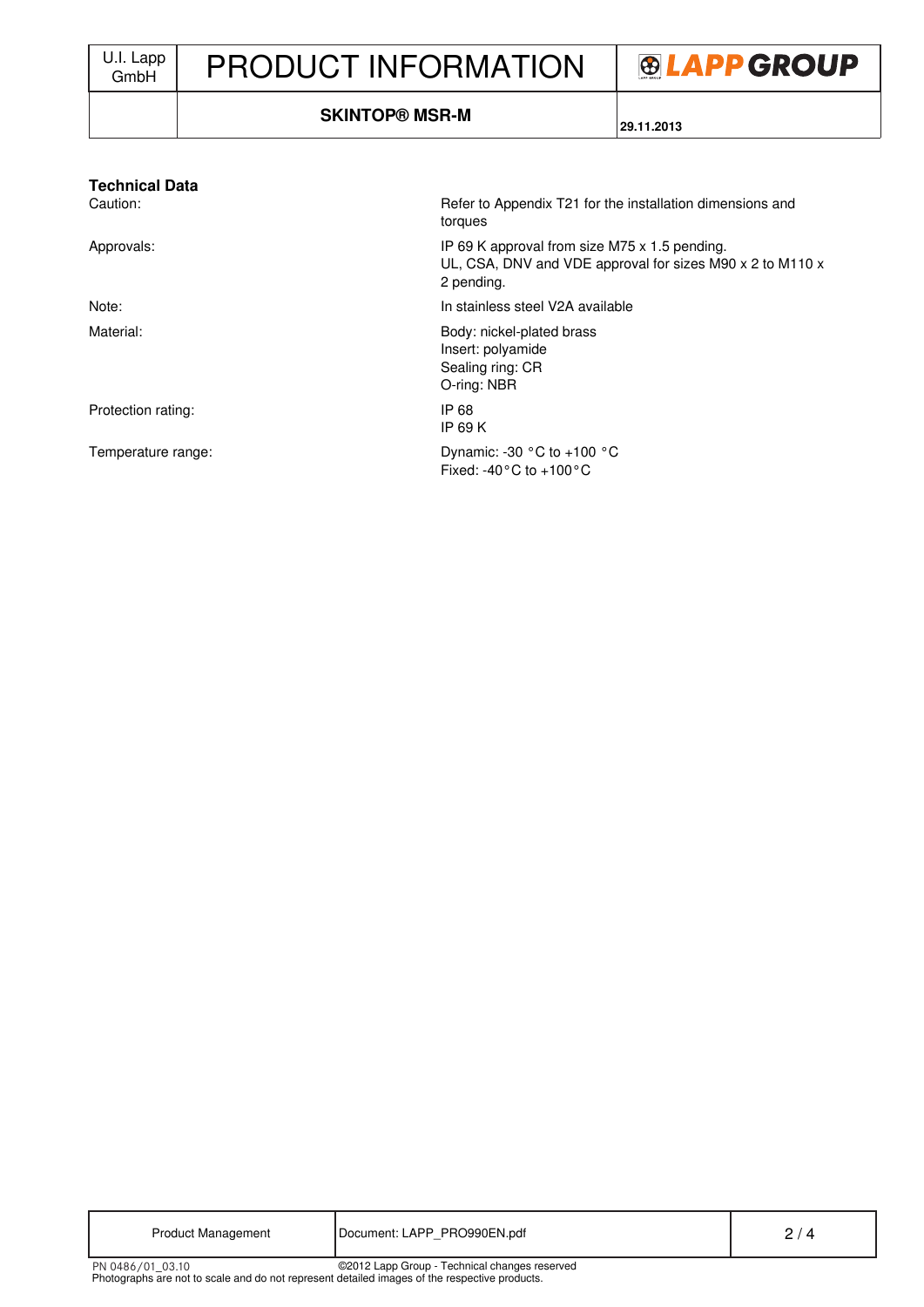**Technical Data**

| | |
|---|---|
| Caution: | Refer to Appendix T21 for the installation dimensions and torques |
| Approvals: | IP 69 K approval from size M75 x 1.5 pending.<br>UL, CSA, DNV and VDE approval for sizes M90 x 2 to M110 x 2 pending. |
| Note: | In stainless steel V2A available |
| Material: | Body: nickel-plated brass<br>Insert: polyamide<br>Sealing ring: CR<br>O-ring: NBR |
| Protection rating: | IP 68<br>IP 69 K |
| Temperature range: | Dynamic: -30 °C to +100 °C<br>Fixed: -40°C to +100°C |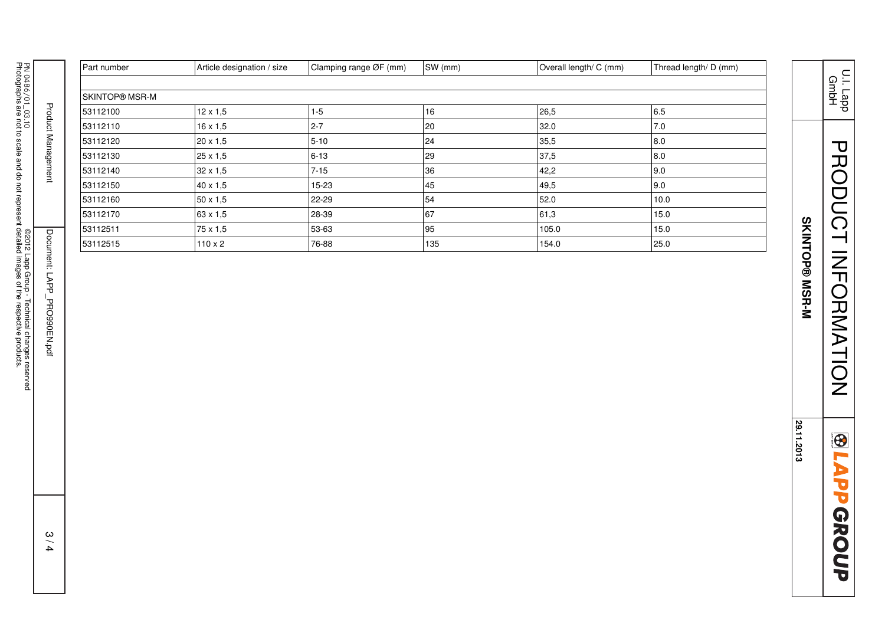| Part number | Article designation / size | Clamping range ØF (mm) | SW (mm) | Overall length/ C (mm) | Thread length/ D (mm) |
|---|---|---|---|---|---|
| | | | | | |
| SKINTOP® MSR-M | | | | | |
| 53112100 | 12 x 1,5 | 1-5 | 16 | 26,5 | 6.5 |
| 53112110 | 16 x 1,5 | 2-7 | 20 | 32.0 | 7.0 |
| 53112120 | 20 x 1,5 | 5-10 | 24 | 35,5 | 8.0 |
| 53112130 | 25 x 1,5 | 6-13 | 29 | 37,5 | 8.0 |
| 53112140 | 32 x 1,5 | 7-15 | 36 | 42,2 | 9.0 |
| 53112150 | 40 x 1,5 | 15-23 | 45 | 49,5 | 9.0 |
| 53112160 | 50 x 1,5 | 22-29 | 54 | 52.0 | 10.0 |
| 53112170 | 63 x 1,5 | 28-39 | 67 | 61,3 | 15.0 |
| 53112511 | 75 x 1,5 | 53-63 | 95 | 105.0 | 15.0 |
| 53112515 | 110 x 2 | 76-88 | 135 | 154.0 | 25.0 |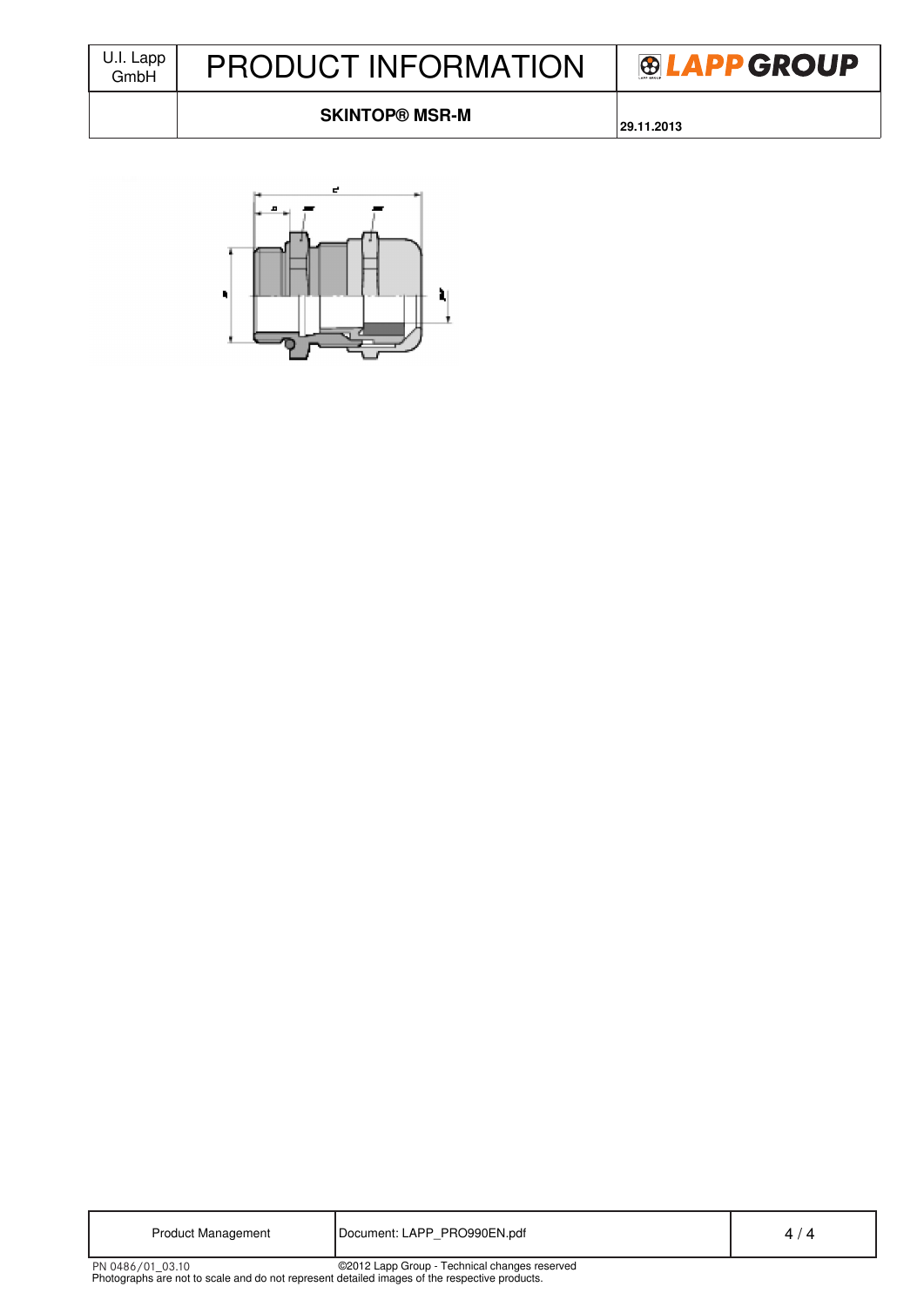U.I. Lapp GmbH

# PRODUCT INFORMATION

LAPP GROUP

**SKINTOP® MSR-M**

**29.11.2013**

Product Management

Document: LAPP_PRO990EN.pdf

PN 0486/01_03.10

©2012 Lapp Group - Technical changes reserved

Photographs are not to scale and do not represent detailed images of the respective products.